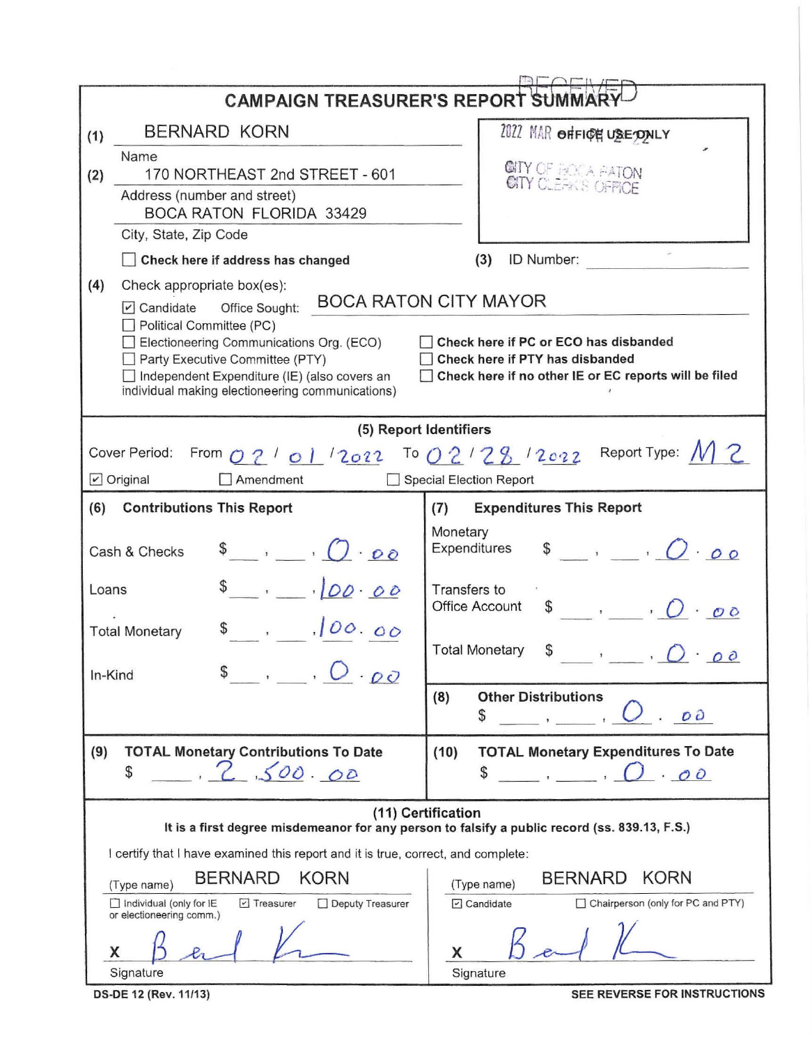# CAMPAIGN TREASURER'S REPORT SUMMARY

RECEIVED
2022 MAR OFFICE USE ONLY
CITY OF BOCA RATON
CITY CLERK'S OFFICE

(1) BERNARD KORN
Name

(2) 170 NORTHEAST 2nd STREET - 601
Address (number and street)
BOCA RATON FLORIDA 33429
City, State, Zip Code

☐ **Check here if address has changed**

(3) ID Number:

(4) Check appropriate box(es):

☑ Candidate   Office Sought: BOCA RATON CITY MAYOR
☐ Political Committee (PC)
☐ Electioneering Communications Org. (ECO)
☐ Party Executive Committee (PTY)
☐ Independent Expenditure (IE) (also covers an individual making electioneering communications)

☐ **Check here if PC or ECO has disbanded**
☐ **Check here if PTY has disbanded**
☐ **Check here if no other IE or EC reports will be filed**

## (5) Report Identifiers

Cover Period: From 02/01/2022 To 02/28/2022   Report Type: M2

☑ Original   ☐ Amendment   ☐ Special Election Report

| (6) Contributions This Report | | (7) Expenditures This Report | |
|---|---|---|---|
| Cash & Checks | $ 0.00 | Monetary Expenditures | $ 0.00 |
| Loans | $ 100.00 | Transfers to Office Account | $ 0.00 |
| Total Monetary | $ 100.00 | Total Monetary | $ 0.00 |
| In-Kind | $ 0.00 | (8) Other Distributions | $ 0.00 |

| (9) TOTAL Monetary Contributions To Date | (10) TOTAL Monetary Expenditures To Date |
|---|---|
| $ 2,500.00 | $ 0.00 |

## (11) Certification

**It is a first degree misdemeanor for any person to falsify a public record (ss. 839.13, F.S.)**

I certify that I have examined this report and it is true, correct, and complete:

(Type name) BERNARD KORN
☐ Individual (only for IE or electioneering comm.) ☑ Treasurer ☐ Deputy Treasurer

X [signature]
Signature

(Type name) BERNARD KORN
☑ Candidate ☐ Chairperson (only for PC and PTY)

X [signature]
Signature

DS-DE 12 (Rev. 11/13)

**SEE REVERSE FOR INSTRUCTIONS**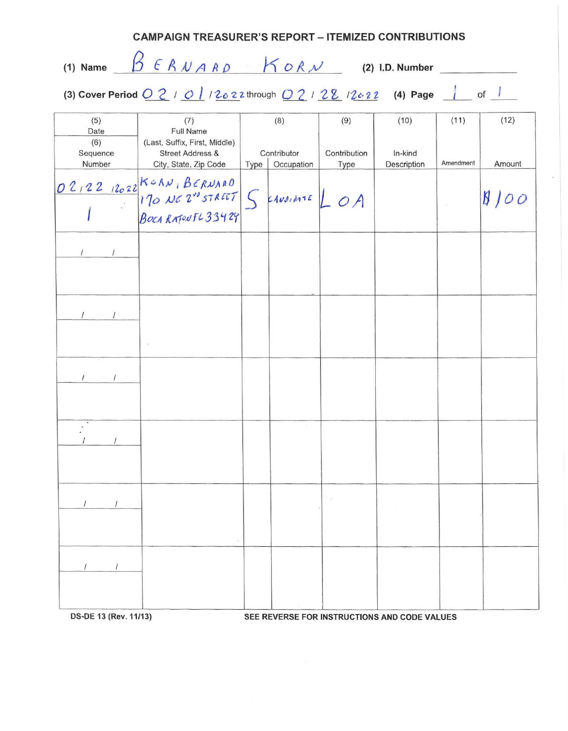# CAMPAIGN TREASURER'S REPORT – ITEMIZED CONTRIBUTIONS

**(1) Name** BERNARD KORN **(2) I.D. Number** ____________

**(3) Cover Period** 02 / 01 / 2022 through 02 / 28 / 2022 **(4) Page** 1 of 1

| (5) Date / (6) Sequence Number | (7) Full Name (Last, Suffix, First, Middle) Street Address & City, State, Zip Code | (8) Contributor Type | Occupation | (9) Contribution Type | (10) In-kind Description | (11) Amendment | (12) Amount |
|---|---|---|---|---|---|---|---|
| 02 / 22 / 2022<br>1 | KORN, BERNARD<br>170 NE 2ND STREET<br>BOCA RATON FL 33429 | S | CANDIDATE | LOA | | | $100 |
| / / | | | | | | | |
| / / | | | | | | | |
| / / | | | | | | | |
| / / | | | | | | | |
| / / | | | | | | | |
| / / | | | | | | | |

DS-DE 13 (Rev. 11/13) SEE REVERSE FOR INSTRUCTIONS AND CODE VALUES